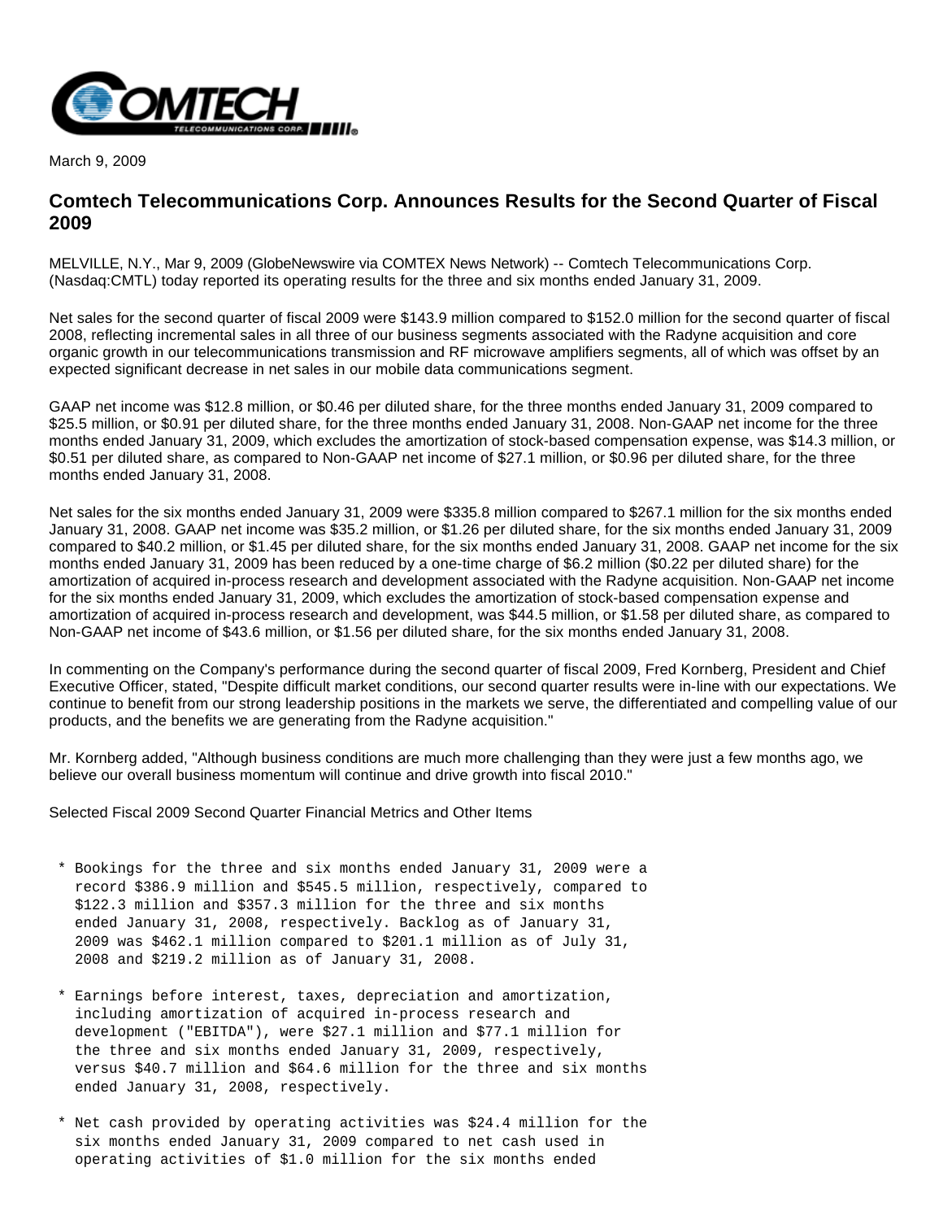March 9, 2009

## Comtech Telecommunications Corp. Announces Results for the Second Quarter of Fiscal 2009

MELVILLE, N.Y., Mar 9, 2009 (GlobeNewswire via COMTEX News Network) -- Comtech Telecommunications Corp. (Nasdaq:CMTL) today reported its operating results for the three and six months ended January 31, 2009.

Net sales for the second quarter of fiscal 2009 were $143.9 million compared to $152.0 million for the second quarter of fiscal 2008, reflecting incremental sales in all three of our business segments associated with the Radyne acquisition and core organic growth in our telecommunications transmission and RF microwave amplifiers segments, all of which was offset by an expected significant decrease in net sales in our mobile data communications segment.

GAAP net income was $12.8 million, or $0.46 per diluted share, for the three months ended January 31, 2009 compared to $25.5 million, or $0.91 per diluted share, for the three months ended January 31, 2008. Non-GAAP net income for the three months ended January 31, 2009, which excludes the amortization of stock-based compensation expense, was $14.3 million, or $0.51 per diluted share, as compared to Non-GAAP net income of $27.1 million, or $0.96 per diluted share, for the three months ended January 31, 2008.

Net sales for the six months ended January 31, 2009 were $335.8 million compared to $267.1 million for the six months ended January 31, 2008. GAAP net income was $35.2 million, or $1.26 per diluted share, for the six months ended January 31, 2009 compared to $40.2 million, or $1.45 per diluted share, for the six months ended January 31, 2008. GAAP net income for the six months ended January 31, 2009 has been reduced by a one-time charge of $6.2 million ($0.22 per diluted share) for the amortization of acquired in-process research and development associated with the Radyne acquisition. Non-GAAP net income for the six months ended January 31, 2009, which excludes the amortization of stock-based compensation expense and amortization of acquired in-process research and development, was $44.5 million, or $1.58 per diluted share, as compared to Non-GAAP net income of $43.6 million, or $1.56 per diluted share, for the six months ended January 31, 2008.

In commenting on the Company's performance during the second quarter of fiscal 2009, Fred Kornberg, President and Chief Executive Officer, stated, "Despite difficult market conditions, our second quarter results were in-line with our expectations. We continue to benefit from our strong leadership positions in the markets we serve, the differentiated and compelling value of our products, and the benefits we are generating from the Radyne acquisition."

Mr. Kornberg added, "Although business conditions are much more challenging than they were just a few months ago, we believe our overall business momentum will continue and drive growth into fiscal 2010."

Selected Fiscal 2009 Second Quarter Financial Metrics and Other Items

* Bookings for the three and six months ended January 31, 2009 were a record $386.9 million and $545.5 million, respectively, compared to $122.3 million and $357.3 million for the three and six months ended January 31, 2008, respectively. Backlog as of January 31, 2009 was $462.1 million compared to $201.1 million as of July 31, 2008 and $219.2 million as of January 31, 2008.

* Earnings before interest, taxes, depreciation and amortization, including amortization of acquired in-process research and development ("EBITDA"), were $27.1 million and $77.1 million for the three and six months ended January 31, 2009, respectively, versus $40.7 million and $64.6 million for the three and six months ended January 31, 2008, respectively.

* Net cash provided by operating activities was $24.4 million for the six months ended January 31, 2009 compared to net cash used in operating activities of $1.0 million for the six months ended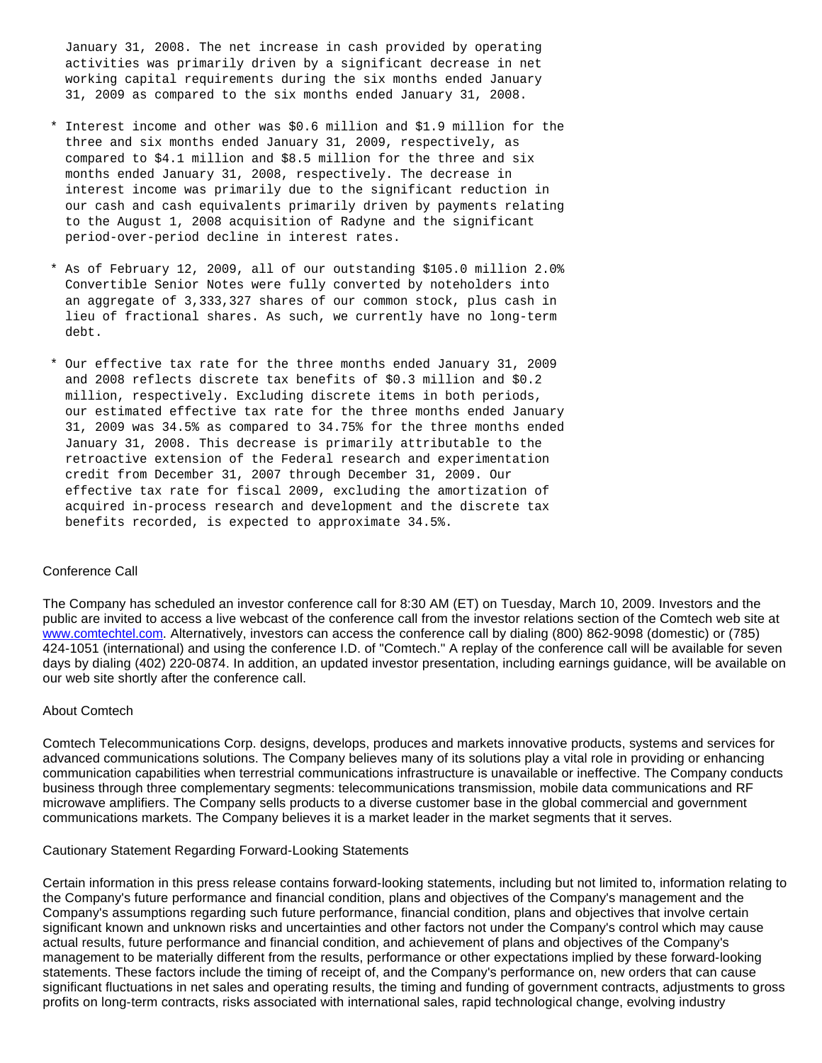January 31, 2008. The net increase in cash provided by operating activities was primarily driven by a significant decrease in net working capital requirements during the six months ended January 31, 2009 as compared to the six months ended January 31, 2008.

* Interest income and other was $0.6 million and $1.9 million for the three and six months ended January 31, 2009, respectively, as compared to $4.1 million and $8.5 million for the three and six months ended January 31, 2008, respectively. The decrease in interest income was primarily due to the significant reduction in our cash and cash equivalents primarily driven by payments relating to the August 1, 2008 acquisition of Radyne and the significant period-over-period decline in interest rates.

* As of February 12, 2009, all of our outstanding $105.0 million 2.0% Convertible Senior Notes were fully converted by noteholders into an aggregate of 3,333,327 shares of our common stock, plus cash in lieu of fractional shares. As such, we currently have no long-term debt.

* Our effective tax rate for the three months ended January 31, 2009 and 2008 reflects discrete tax benefits of $0.3 million and $0.2 million, respectively. Excluding discrete items in both periods, our estimated effective tax rate for the three months ended January 31, 2009 was 34.5% as compared to 34.75% for the three months ended January 31, 2008. This decrease is primarily attributable to the retroactive extension of the Federal research and experimentation credit from December 31, 2007 through December 31, 2009. Our effective tax rate for fiscal 2009, excluding the amortization of acquired in-process research and development and the discrete tax benefits recorded, is expected to approximate 34.5%.

Conference Call

The Company has scheduled an investor conference call for 8:30 AM (ET) on Tuesday, March 10, 2009. Investors and the public are invited to access a live webcast of the conference call from the investor relations section of the Comtech web site at www.comtechtel.com. Alternatively, investors can access the conference call by dialing (800) 862-9098 (domestic) or (785) 424-1051 (international) and using the conference I.D. of "Comtech." A replay of the conference call will be available for seven days by dialing (402) 220-0874. In addition, an updated investor presentation, including earnings guidance, will be available on our web site shortly after the conference call.

About Comtech

Comtech Telecommunications Corp. designs, develops, produces and markets innovative products, systems and services for advanced communications solutions. The Company believes many of its solutions play a vital role in providing or enhancing communication capabilities when terrestrial communications infrastructure is unavailable or ineffective. The Company conducts business through three complementary segments: telecommunications transmission, mobile data communications and RF microwave amplifiers. The Company sells products to a diverse customer base in the global commercial and government communications markets. The Company believes it is a market leader in the market segments that it serves.

Cautionary Statement Regarding Forward-Looking Statements

Certain information in this press release contains forward-looking statements, including but not limited to, information relating to the Company's future performance and financial condition, plans and objectives of the Company's management and the Company's assumptions regarding such future performance, financial condition, plans and objectives that involve certain significant known and unknown risks and uncertainties and other factors not under the Company's control which may cause actual results, future performance and financial condition, and achievement of plans and objectives of the Company's management to be materially different from the results, performance or other expectations implied by these forward-looking statements. These factors include the timing of receipt of, and the Company's performance on, new orders that can cause significant fluctuations in net sales and operating results, the timing and funding of government contracts, adjustments to gross profits on long-term contracts, risks associated with international sales, rapid technological change, evolving industry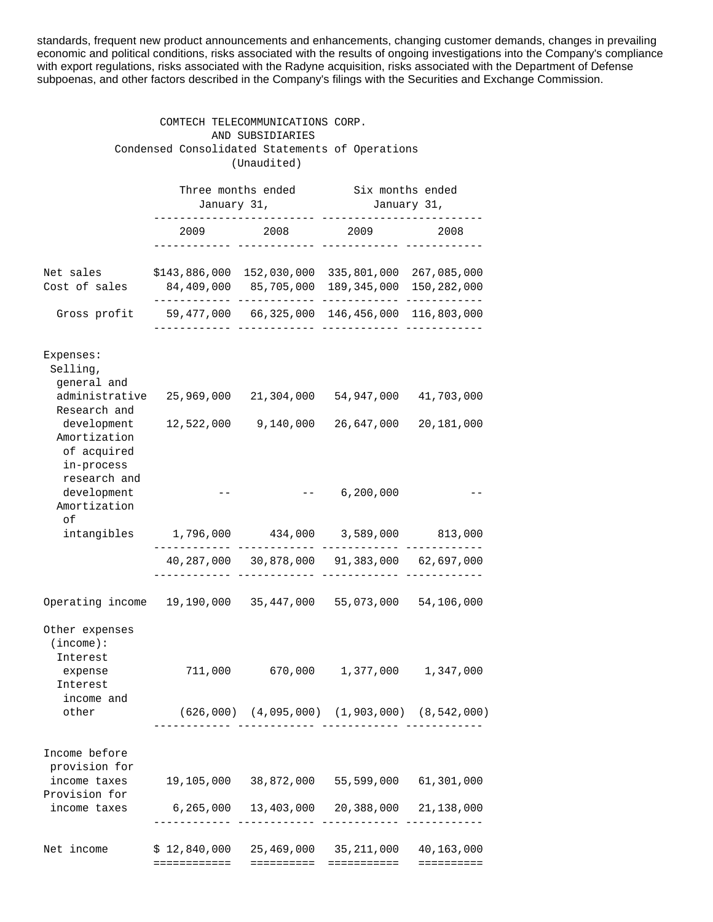standards, frequent new product announcements and enhancements, changing customer demands, changes in prevailing economic and political conditions, risks associated with the results of ongoing investigations into the Company's compliance with export regulations, risks associated with the Radyne acquisition, risks associated with the Department of Defense subpoenas, and other factors described in the Company's filings with the Securities and Exchange Commission.

COMTECH TELECOMMUNICATIONS CORP.
AND SUBSIDIARIES
Condensed Consolidated Statements of Operations
(Unaudited)

| | Three months ended January 31, | | Six months ended January 31, | |
|---|---|---|---|---|
| | 2009 | 2008 | 2009 | 2008 |
| Net sales | $143,886,000 | 152,030,000 | 335,801,000 | 267,085,000 |
| Cost of sales | 84,409,000 | 85,705,000 | 189,345,000 | 150,282,000 |
| Gross profit | 59,477,000 | 66,325,000 | 146,456,000 | 116,803,000 |
| Expenses: | | | | |
| Selling, general and administrative | 25,969,000 | 21,304,000 | 54,947,000 | 41,703,000 |
| Research and development | 12,522,000 | 9,140,000 | 26,647,000 | 20,181,000 |
| Amortization of acquired in-process research and development | -- | -- | 6,200,000 | -- |
| Amortization of intangibles | 1,796,000 | 434,000 | 3,589,000 | 813,000 |
| | 40,287,000 | 30,878,000 | 91,383,000 | 62,697,000 |
| Operating income | 19,190,000 | 35,447,000 | 55,073,000 | 54,106,000 |
| Other expenses (income): | | | | |
| Interest expense | 711,000 | 670,000 | 1,377,000 | 1,347,000 |
| Interest income and other | (626,000) | (4,095,000) | (1,903,000) | (8,542,000) |
| Income before provision for income taxes | 19,105,000 | 38,872,000 | 55,599,000 | 61,301,000 |
| Provision for income taxes | 6,265,000 | 13,403,000 | 20,388,000 | 21,138,000 |
| Net income | $ 12,840,000 | 25,469,000 | 35,211,000 | 40,163,000 |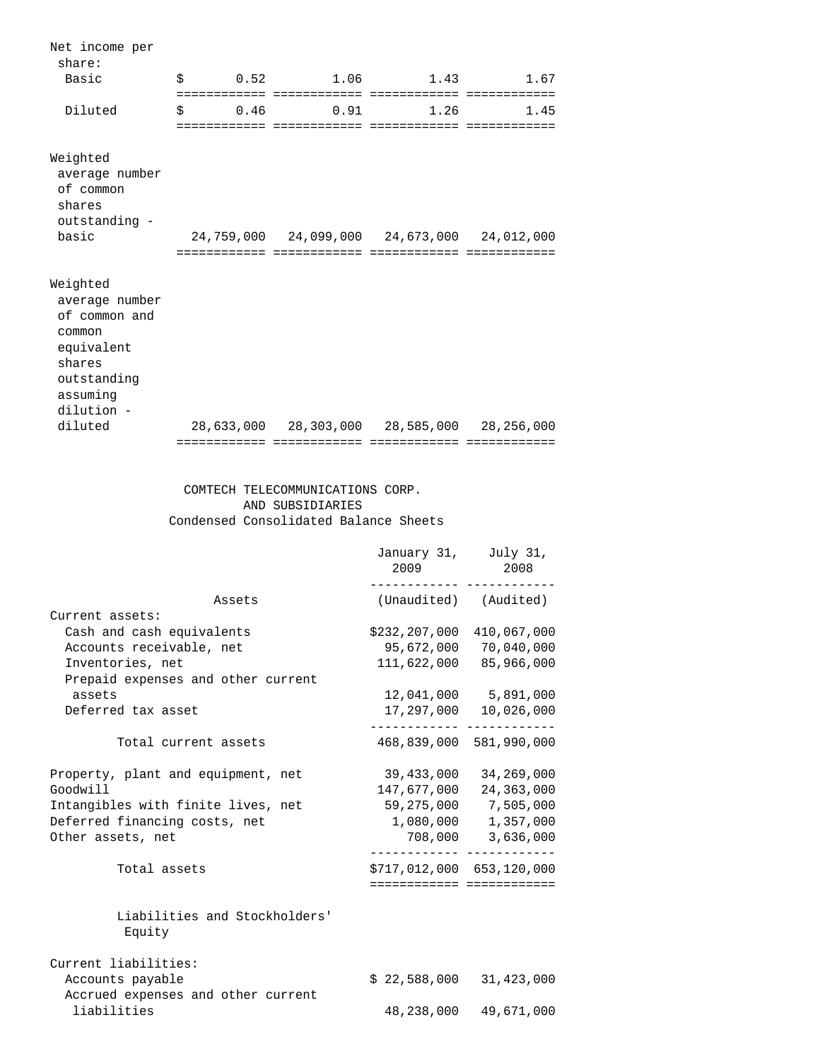| | | | | |
|---|---|---|---|---|
| Net income per share: | | | | |
| Basic | $ 0.52 | 1.06 | 1.43 | 1.67 |
| Diluted | $ 0.46 | 0.91 | 1.26 | 1.45 |
| Weighted average number of common shares outstanding - basic | 24,759,000 | 24,099,000 | 24,673,000 | 24,012,000 |
| Weighted average number of common and common equivalent shares outstanding assuming dilution - diluted | 28,633,000 | 28,303,000 | 28,585,000 | 28,256,000 |

COMTECH TELECOMMUNICATIONS CORP.
AND SUBSIDIARIES
Condensed Consolidated Balance Sheets

| | January 31, 2009 | July 31, 2008 |
|---|---|---|
| Assets | (Unaudited) | (Audited) |
| Current assets: | | |
| Cash and cash equivalents | $232,207,000 | 410,067,000 |
| Accounts receivable, net | 95,672,000 | 70,040,000 |
| Inventories, net | 111,622,000 | 85,966,000 |
| Prepaid expenses and other current assets | 12,041,000 | 5,891,000 |
| Deferred tax asset | 17,297,000 | 10,026,000 |
| Total current assets | 468,839,000 | 581,990,000 |
| Property, plant and equipment, net | 39,433,000 | 34,269,000 |
| Goodwill | 147,677,000 | 24,363,000 |
| Intangibles with finite lives, net | 59,275,000 | 7,505,000 |
| Deferred financing costs, net | 1,080,000 | 1,357,000 |
| Other assets, net | 708,000 | 3,636,000 |
| Total assets | $717,012,000 | 653,120,000 |
| Liabilities and Stockholders' Equity | | |
| Current liabilities: | | |
| Accounts payable | $ 22,588,000 | 31,423,000 |
| Accrued expenses and other current liabilities | 48,238,000 | 49,671,000 |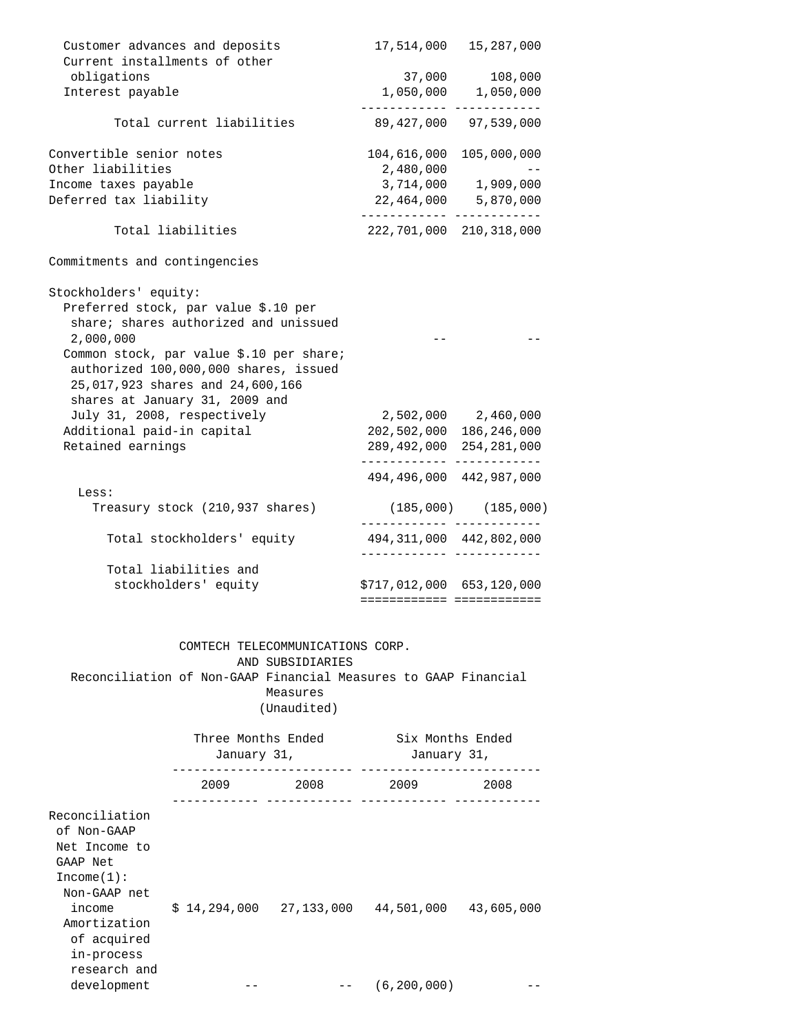| | | |
|---|---|---|
| Customer advances and deposits | 17,514,000 | 15,287,000 |
| Current installments of other obligations | 37,000 | 108,000 |
| Interest payable | 1,050,000 | 1,050,000 |
| Total current liabilities | 89,427,000 | 97,539,000 |
| Convertible senior notes | 104,616,000 | 105,000,000 |
| Other liabilities | 2,480,000 | -- |
| Income taxes payable | 3,714,000 | 1,909,000 |
| Deferred tax liability | 22,464,000 | 5,870,000 |
| Total liabilities | 222,701,000 | 210,318,000 |
| Commitments and contingencies | | |
| Stockholders' equity: | | |
| Preferred stock, par value $.10 per share; shares authorized and unissued 2,000,000 | -- | -- |
| Common stock, par value $.10 per share; authorized 100,000,000 shares, issued 25,017,923 shares and 24,600,166 shares at January 31, 2009 and July 31, 2008, respectively | 2,502,000 | 2,460,000 |
| Additional paid-in capital | 202,502,000 | 186,246,000 |
| Retained earnings | 289,492,000 | 254,281,000 |
| | 494,496,000 | 442,987,000 |
| Less: | | |
| Treasury stock (210,937 shares) | (185,000) | (185,000) |
| Total stockholders' equity | 494,311,000 | 442,802,000 |
| Total liabilities and stockholders' equity | $717,012,000 | 653,120,000 |

COMTECH TELECOMMUNICATIONS CORP.
AND SUBSIDIARIES
Reconciliation of Non-GAAP Financial Measures to GAAP Financial Measures
(Unaudited)

| | Three Months Ended January 31, | | Six Months Ended January 31, | |
|---|---|---|---|---|
| | 2009 | 2008 | 2009 | 2008 |
| Reconciliation of Non-GAAP Net Income to GAAP Net Income(1): | | | | |
| Non-GAAP net income | $ 14,294,000 | 27,133,000 | 44,501,000 | 43,605,000 |
| Amortization of acquired in-process research and development | -- | -- | (6,200,000) | -- |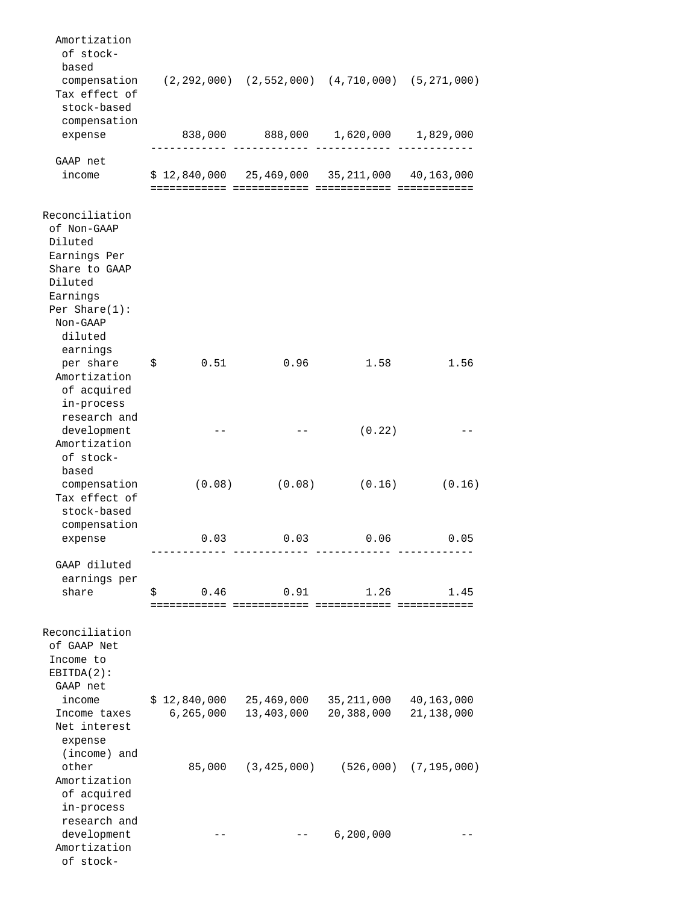| | | | | |
|---|---|---|---|---|
| Amortization of stock-based compensation | (2,292,000) | (2,552,000) | (4,710,000) | (5,271,000) |
| Tax effect of stock-based compensation expense | 838,000 | 888,000 | 1,620,000 | 1,829,000 |
| GAAP net income | $ 12,840,000 | 25,469,000 | 35,211,000 | 40,163,000 |
| **Reconciliation of Non-GAAP Diluted Earnings Per Share to GAAP Diluted Earnings Per Share(1):** | | | | |
| Non-GAAP diluted earnings per share | $ 0.51 | 0.96 | 1.58 | 1.56 |
| Amortization of acquired in-process research and development | -- | -- | (0.22) | -- |
| Amortization of stock-based compensation | (0.08) | (0.08) | (0.16) | (0.16) |
| Tax effect of stock-based compensation expense | 0.03 | 0.03 | 0.06 | 0.05 |
| GAAP diluted earnings per share | $ 0.46 | 0.91 | 1.26 | 1.45 |
| **Reconciliation of GAAP Net Income to EBITDA(2):** | | | | |
| GAAP net income | $ 12,840,000 | 25,469,000 | 35,211,000 | 40,163,000 |
| Income taxes | 6,265,000 | 13,403,000 | 20,388,000 | 21,138,000 |
| Net interest expense (income) and other | 85,000 | (3,425,000) | (526,000) | (7,195,000) |
| Amortization of acquired in-process research and development | -- | -- | 6,200,000 | -- |
| Amortization of stock- | | | | |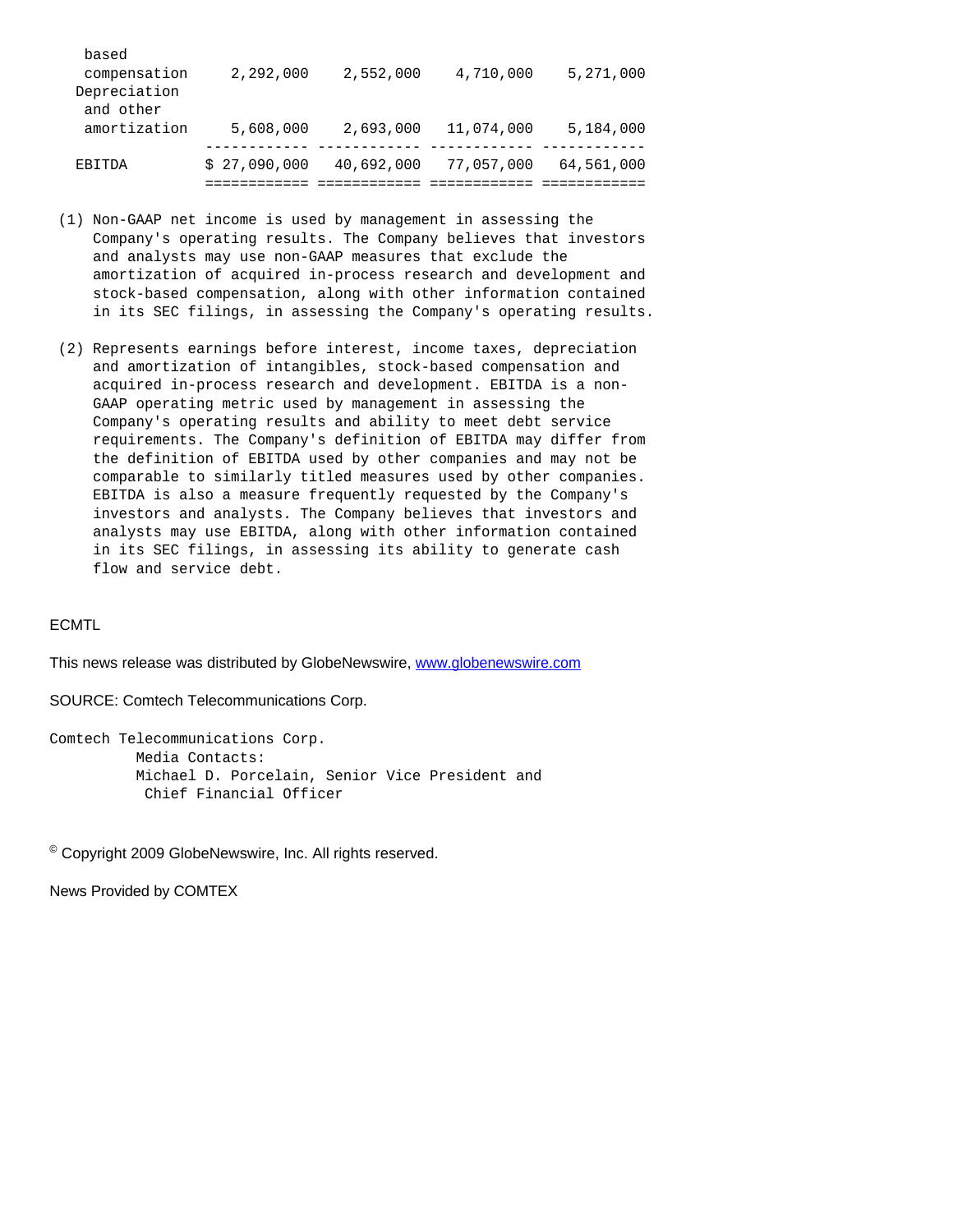| | | | | |
|---|---|---|---|---|
| based compensation | 2,292,000 | 2,552,000 | 4,710,000 | 5,271,000 |
| Depreciation and other amortization | 5,608,000 | 2,693,000 | 11,074,000 | 5,184,000 |
| EBITDA | $ 27,090,000 | 40,692,000 | 77,057,000 | 64,561,000 |

(1) Non-GAAP net income is used by management in assessing the Company's operating results. The Company believes that investors and analysts may use non-GAAP measures that exclude the amortization of acquired in-process research and development and stock-based compensation, along with other information contained in its SEC filings, in assessing the Company's operating results.

(2) Represents earnings before interest, income taxes, depreciation and amortization of intangibles, stock-based compensation and acquired in-process research and development. EBITDA is a non-GAAP operating metric used by management in assessing the Company's operating results and ability to meet debt service requirements. The Company's definition of EBITDA may differ from the definition of EBITDA used by other companies and may not be comparable to similarly titled measures used by other companies. EBITDA is also a measure frequently requested by the Company's investors and analysts. The Company believes that investors and analysts may use EBITDA, along with other information contained in its SEC filings, in assessing its ability to generate cash flow and service debt.

ECMTL

This news release was distributed by GlobeNewswire, www.globenewswire.com

SOURCE: Comtech Telecommunications Corp.

Comtech Telecommunications Corp.
Media Contacts:
Michael D. Porcelain, Senior Vice President and Chief Financial Officer

© Copyright 2009 GlobeNewswire, Inc. All rights reserved.

News Provided by COMTEX